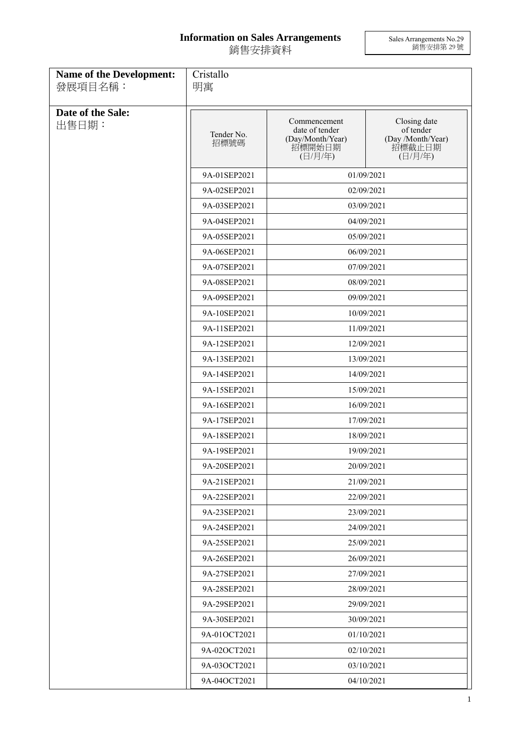# Information on Sales Arrangements
# 銷售安排資料

Sales Arrangements No.29
銷售安排第 29 號

| **Name of the Development:** 發展項目名稱： | Cristallo 明寓 |
|---|---|

**Date of the Sale:**
出售日期：

| Tender No. 招標號碼 | Commencement date of tender (Day/Month/Year) 招標開始日期 (日/月/年) | Closing date of tender (Day /Month/Year) 招標截止日期 (日/月/年) |
|---|---|---|
| 9A-01SEP2021 | 01/09/2021 | |
| 9A-02SEP2021 | 02/09/2021 | |
| 9A-03SEP2021 | 03/09/2021 | |
| 9A-04SEP2021 | 04/09/2021 | |
| 9A-05SEP2021 | 05/09/2021 | |
| 9A-06SEP2021 | 06/09/2021 | |
| 9A-07SEP2021 | 07/09/2021 | |
| 9A-08SEP2021 | 08/09/2021 | |
| 9A-09SEP2021 | 09/09/2021 | |
| 9A-10SEP2021 | 10/09/2021 | |
| 9A-11SEP2021 | 11/09/2021 | |
| 9A-12SEP2021 | 12/09/2021 | |
| 9A-13SEP2021 | 13/09/2021 | |
| 9A-14SEP2021 | 14/09/2021 | |
| 9A-15SEP2021 | 15/09/2021 | |
| 9A-16SEP2021 | 16/09/2021 | |
| 9A-17SEP2021 | 17/09/2021 | |
| 9A-18SEP2021 | 18/09/2021 | |
| 9A-19SEP2021 | 19/09/2021 | |
| 9A-20SEP2021 | 20/09/2021 | |
| 9A-21SEP2021 | 21/09/2021 | |
| 9A-22SEP2021 | 22/09/2021 | |
| 9A-23SEP2021 | 23/09/2021 | |
| 9A-24SEP2021 | 24/09/2021 | |
| 9A-25SEP2021 | 25/09/2021 | |
| 9A-26SEP2021 | 26/09/2021 | |
| 9A-27SEP2021 | 27/09/2021 | |
| 9A-28SEP2021 | 28/09/2021 | |
| 9A-29SEP2021 | 29/09/2021 | |
| 9A-30SEP2021 | 30/09/2021 | |
| 9A-01OCT2021 | 01/10/2021 | |
| 9A-02OCT2021 | 02/10/2021 | |
| 9A-03OCT2021 | 03/10/2021 | |
| 9A-04OCT2021 | 04/10/2021 | |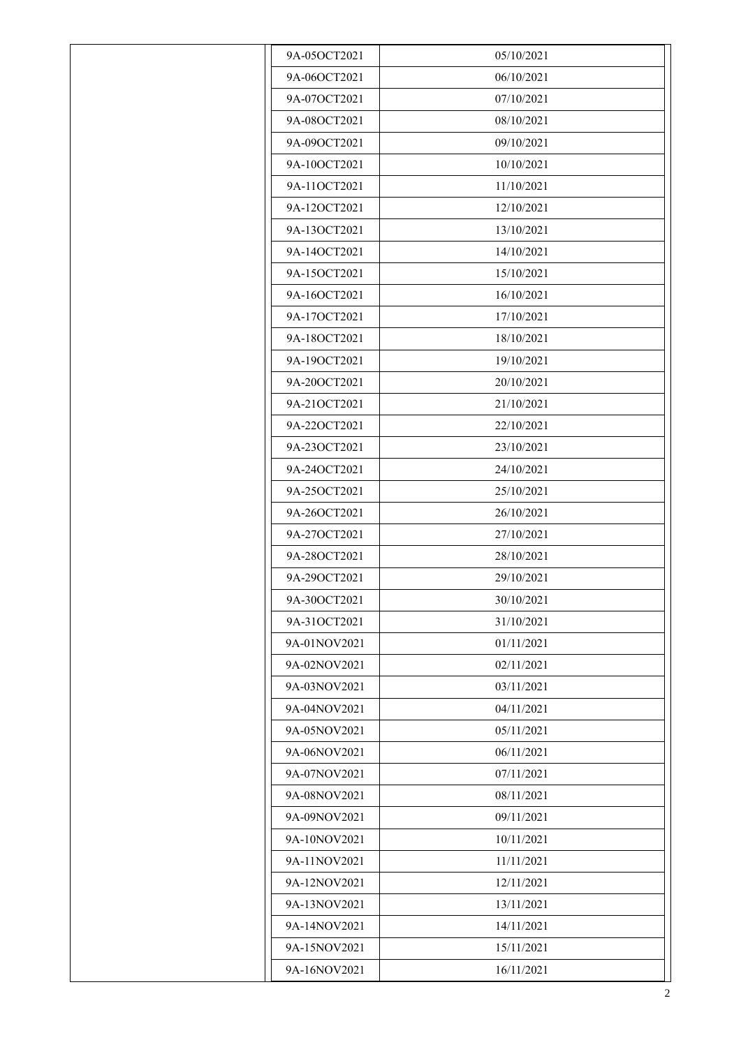| | | |
|---|---|---|
| | 9A-05OCT2021 | 05/10/2021 |
| | 9A-06OCT2021 | 06/10/2021 |
| | 9A-07OCT2021 | 07/10/2021 |
| | 9A-08OCT2021 | 08/10/2021 |
| | 9A-09OCT2021 | 09/10/2021 |
| | 9A-10OCT2021 | 10/10/2021 |
| | 9A-11OCT2021 | 11/10/2021 |
| | 9A-12OCT2021 | 12/10/2021 |
| | 9A-13OCT2021 | 13/10/2021 |
| | 9A-14OCT2021 | 14/10/2021 |
| | 9A-15OCT2021 | 15/10/2021 |
| | 9A-16OCT2021 | 16/10/2021 |
| | 9A-17OCT2021 | 17/10/2021 |
| | 9A-18OCT2021 | 18/10/2021 |
| | 9A-19OCT2021 | 19/10/2021 |
| | 9A-20OCT2021 | 20/10/2021 |
| | 9A-21OCT2021 | 21/10/2021 |
| | 9A-22OCT2021 | 22/10/2021 |
| | 9A-23OCT2021 | 23/10/2021 |
| | 9A-24OCT2021 | 24/10/2021 |
| | 9A-25OCT2021 | 25/10/2021 |
| | 9A-26OCT2021 | 26/10/2021 |
| | 9A-27OCT2021 | 27/10/2021 |
| | 9A-28OCT2021 | 28/10/2021 |
| | 9A-29OCT2021 | 29/10/2021 |
| | 9A-30OCT2021 | 30/10/2021 |
| | 9A-31OCT2021 | 31/10/2021 |
| | 9A-01NOV2021 | 01/11/2021 |
| | 9A-02NOV2021 | 02/11/2021 |
| | 9A-03NOV2021 | 03/11/2021 |
| | 9A-04NOV2021 | 04/11/2021 |
| | 9A-05NOV2021 | 05/11/2021 |
| | 9A-06NOV2021 | 06/11/2021 |
| | 9A-07NOV2021 | 07/11/2021 |
| | 9A-08NOV2021 | 08/11/2021 |
| | 9A-09NOV2021 | 09/11/2021 |
| | 9A-10NOV2021 | 10/11/2021 |
| | 9A-11NOV2021 | 11/11/2021 |
| | 9A-12NOV2021 | 12/11/2021 |
| | 9A-13NOV2021 | 13/11/2021 |
| | 9A-14NOV2021 | 14/11/2021 |
| | 9A-15NOV2021 | 15/11/2021 |
| | 9A-16NOV2021 | 16/11/2021 |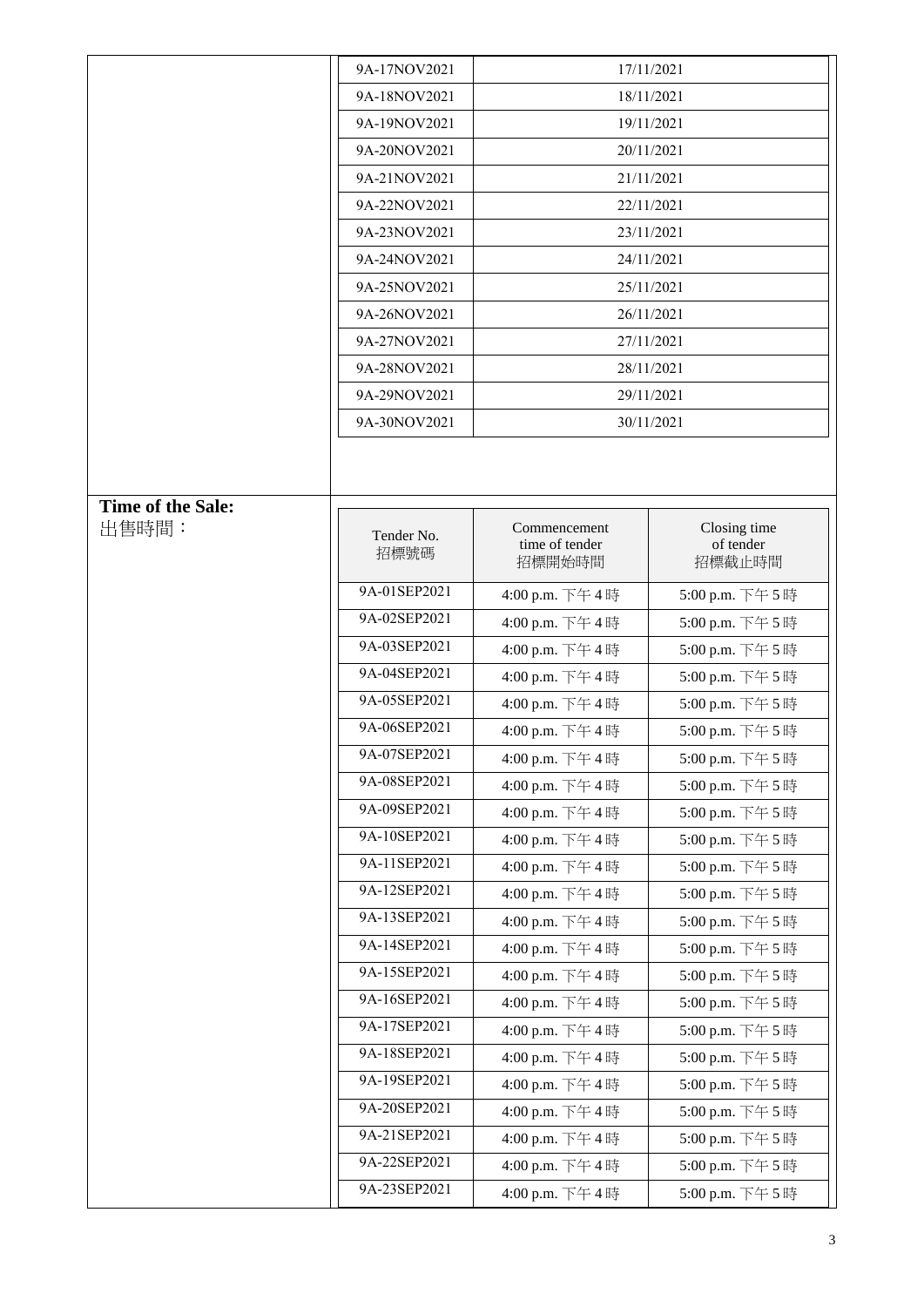| | |
|---|---|
| 9A-17NOV2021 | 17/11/2021 |
| 9A-18NOV2021 | 18/11/2021 |
| 9A-19NOV2021 | 19/11/2021 |
| 9A-20NOV2021 | 20/11/2021 |
| 9A-21NOV2021 | 21/11/2021 |
| 9A-22NOV2021 | 22/11/2021 |
| 9A-23NOV2021 | 23/11/2021 |
| 9A-24NOV2021 | 24/11/2021 |
| 9A-25NOV2021 | 25/11/2021 |
| 9A-26NOV2021 | 26/11/2021 |
| 9A-27NOV2021 | 27/11/2021 |
| 9A-28NOV2021 | 28/11/2021 |
| 9A-29NOV2021 | 29/11/2021 |
| 9A-30NOV2021 | 30/11/2021 |

**Time of the Sale:**
出售時間：

| Tender No. 招標號碼 | Commencement time of tender 招標開始時間 | Closing time of tender 招標截止時間 |
|---|---|---|
| 9A-01SEP2021 | 4:00 p.m. 下午 4 時 | 5:00 p.m. 下午 5 時 |
| 9A-02SEP2021 | 4:00 p.m. 下午 4 時 | 5:00 p.m. 下午 5 時 |
| 9A-03SEP2021 | 4:00 p.m. 下午 4 時 | 5:00 p.m. 下午 5 時 |
| 9A-04SEP2021 | 4:00 p.m. 下午 4 時 | 5:00 p.m. 下午 5 時 |
| 9A-05SEP2021 | 4:00 p.m. 下午 4 時 | 5:00 p.m. 下午 5 時 |
| 9A-06SEP2021 | 4:00 p.m. 下午 4 時 | 5:00 p.m. 下午 5 時 |
| 9A-07SEP2021 | 4:00 p.m. 下午 4 時 | 5:00 p.m. 下午 5 時 |
| 9A-08SEP2021 | 4:00 p.m. 下午 4 時 | 5:00 p.m. 下午 5 時 |
| 9A-09SEP2021 | 4:00 p.m. 下午 4 時 | 5:00 p.m. 下午 5 時 |
| 9A-10SEP2021 | 4:00 p.m. 下午 4 時 | 5:00 p.m. 下午 5 時 |
| 9A-11SEP2021 | 4:00 p.m. 下午 4 時 | 5:00 p.m. 下午 5 時 |
| 9A-12SEP2021 | 4:00 p.m. 下午 4 時 | 5:00 p.m. 下午 5 時 |
| 9A-13SEP2021 | 4:00 p.m. 下午 4 時 | 5:00 p.m. 下午 5 時 |
| 9A-14SEP2021 | 4:00 p.m. 下午 4 時 | 5:00 p.m. 下午 5 時 |
| 9A-15SEP2021 | 4:00 p.m. 下午 4 時 | 5:00 p.m. 下午 5 時 |
| 9A-16SEP2021 | 4:00 p.m. 下午 4 時 | 5:00 p.m. 下午 5 時 |
| 9A-17SEP2021 | 4:00 p.m. 下午 4 時 | 5:00 p.m. 下午 5 時 |
| 9A-18SEP2021 | 4:00 p.m. 下午 4 時 | 5:00 p.m. 下午 5 時 |
| 9A-19SEP2021 | 4:00 p.m. 下午 4 時 | 5:00 p.m. 下午 5 時 |
| 9A-20SEP2021 | 4:00 p.m. 下午 4 時 | 5:00 p.m. 下午 5 時 |
| 9A-21SEP2021 | 4:00 p.m. 下午 4 時 | 5:00 p.m. 下午 5 時 |
| 9A-22SEP2021 | 4:00 p.m. 下午 4 時 | 5:00 p.m. 下午 5 時 |
| 9A-23SEP2021 | 4:00 p.m. 下午 4 時 | 5:00 p.m. 下午 5 時 |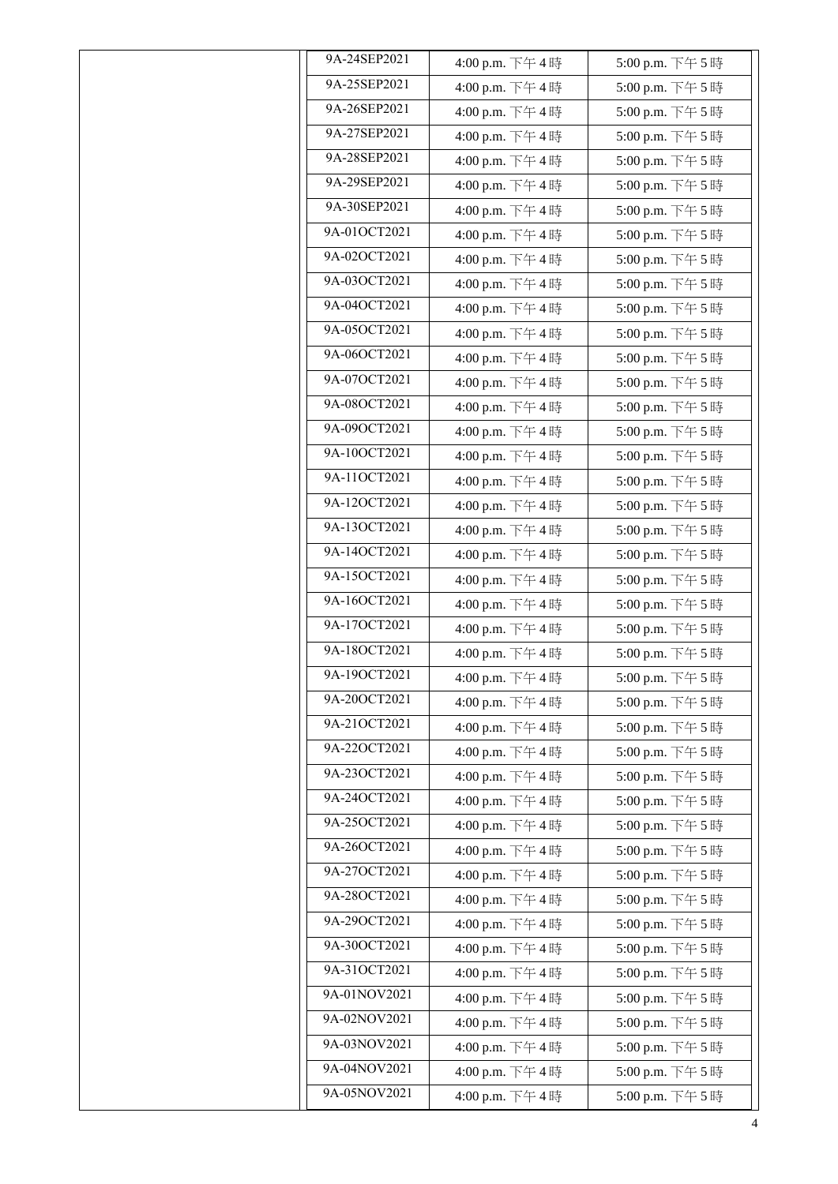| | | | |
|---|---|---|---|
| | 9A-24SEP2021 | 4:00 p.m. 下午 4 時 | 5:00 p.m. 下午 5 時 |
| | 9A-25SEP2021 | 4:00 p.m. 下午 4 時 | 5:00 p.m. 下午 5 時 |
| | 9A-26SEP2021 | 4:00 p.m. 下午 4 時 | 5:00 p.m. 下午 5 時 |
| | 9A-27SEP2021 | 4:00 p.m. 下午 4 時 | 5:00 p.m. 下午 5 時 |
| | 9A-28SEP2021 | 4:00 p.m. 下午 4 時 | 5:00 p.m. 下午 5 時 |
| | 9A-29SEP2021 | 4:00 p.m. 下午 4 時 | 5:00 p.m. 下午 5 時 |
| | 9A-30SEP2021 | 4:00 p.m. 下午 4 時 | 5:00 p.m. 下午 5 時 |
| | 9A-01OCT2021 | 4:00 p.m. 下午 4 時 | 5:00 p.m. 下午 5 時 |
| | 9A-02OCT2021 | 4:00 p.m. 下午 4 時 | 5:00 p.m. 下午 5 時 |
| | 9A-03OCT2021 | 4:00 p.m. 下午 4 時 | 5:00 p.m. 下午 5 時 |
| | 9A-04OCT2021 | 4:00 p.m. 下午 4 時 | 5:00 p.m. 下午 5 時 |
| | 9A-05OCT2021 | 4:00 p.m. 下午 4 時 | 5:00 p.m. 下午 5 時 |
| | 9A-06OCT2021 | 4:00 p.m. 下午 4 時 | 5:00 p.m. 下午 5 時 |
| | 9A-07OCT2021 | 4:00 p.m. 下午 4 時 | 5:00 p.m. 下午 5 時 |
| | 9A-08OCT2021 | 4:00 p.m. 下午 4 時 | 5:00 p.m. 下午 5 時 |
| | 9A-09OCT2021 | 4:00 p.m. 下午 4 時 | 5:00 p.m. 下午 5 時 |
| | 9A-10OCT2021 | 4:00 p.m. 下午 4 時 | 5:00 p.m. 下午 5 時 |
| | 9A-11OCT2021 | 4:00 p.m. 下午 4 時 | 5:00 p.m. 下午 5 時 |
| | 9A-12OCT2021 | 4:00 p.m. 下午 4 時 | 5:00 p.m. 下午 5 時 |
| | 9A-13OCT2021 | 4:00 p.m. 下午 4 時 | 5:00 p.m. 下午 5 時 |
| | 9A-14OCT2021 | 4:00 p.m. 下午 4 時 | 5:00 p.m. 下午 5 時 |
| | 9A-15OCT2021 | 4:00 p.m. 下午 4 時 | 5:00 p.m. 下午 5 時 |
| | 9A-16OCT2021 | 4:00 p.m. 下午 4 時 | 5:00 p.m. 下午 5 時 |
| | 9A-17OCT2021 | 4:00 p.m. 下午 4 時 | 5:00 p.m. 下午 5 時 |
| | 9A-18OCT2021 | 4:00 p.m. 下午 4 時 | 5:00 p.m. 下午 5 時 |
| | 9A-19OCT2021 | 4:00 p.m. 下午 4 時 | 5:00 p.m. 下午 5 時 |
| | 9A-20OCT2021 | 4:00 p.m. 下午 4 時 | 5:00 p.m. 下午 5 時 |
| | 9A-21OCT2021 | 4:00 p.m. 下午 4 時 | 5:00 p.m. 下午 5 時 |
| | 9A-22OCT2021 | 4:00 p.m. 下午 4 時 | 5:00 p.m. 下午 5 時 |
| | 9A-23OCT2021 | 4:00 p.m. 下午 4 時 | 5:00 p.m. 下午 5 時 |
| | 9A-24OCT2021 | 4:00 p.m. 下午 4 時 | 5:00 p.m. 下午 5 時 |
| | 9A-25OCT2021 | 4:00 p.m. 下午 4 時 | 5:00 p.m. 下午 5 時 |
| | 9A-26OCT2021 | 4:00 p.m. 下午 4 時 | 5:00 p.m. 下午 5 時 |
| | 9A-27OCT2021 | 4:00 p.m. 下午 4 時 | 5:00 p.m. 下午 5 時 |
| | 9A-28OCT2021 | 4:00 p.m. 下午 4 時 | 5:00 p.m. 下午 5 時 |
| | 9A-29OCT2021 | 4:00 p.m. 下午 4 時 | 5:00 p.m. 下午 5 時 |
| | 9A-30OCT2021 | 4:00 p.m. 下午 4 時 | 5:00 p.m. 下午 5 時 |
| | 9A-31OCT2021 | 4:00 p.m. 下午 4 時 | 5:00 p.m. 下午 5 時 |
| | 9A-01NOV2021 | 4:00 p.m. 下午 4 時 | 5:00 p.m. 下午 5 時 |
| | 9A-02NOV2021 | 4:00 p.m. 下午 4 時 | 5:00 p.m. 下午 5 時 |
| | 9A-03NOV2021 | 4:00 p.m. 下午 4 時 | 5:00 p.m. 下午 5 時 |
| | 9A-04NOV2021 | 4:00 p.m. 下午 4 時 | 5:00 p.m. 下午 5 時 |
| | 9A-05NOV2021 | 4:00 p.m. 下午 4 時 | 5:00 p.m. 下午 5 時 |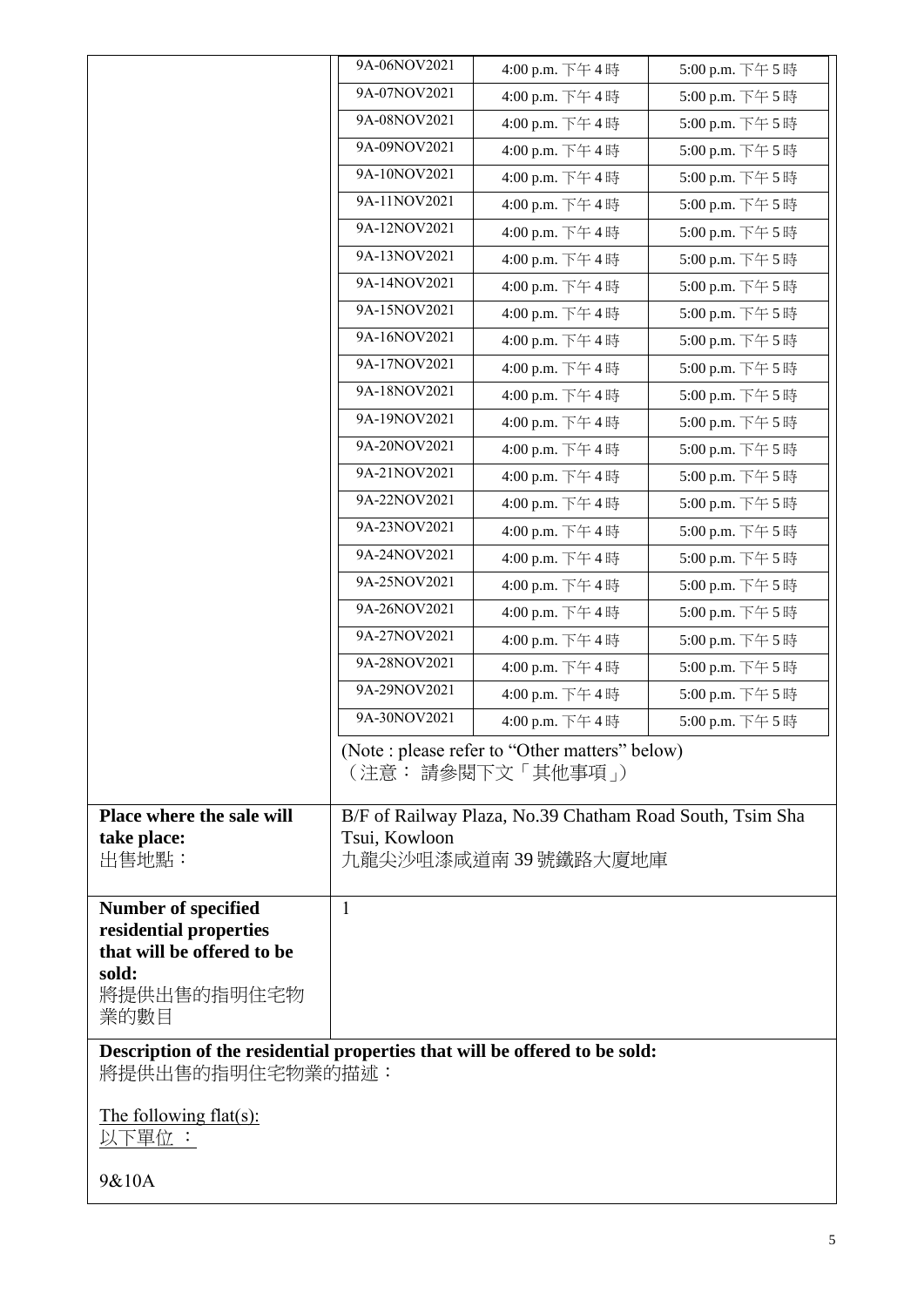| | | | |
|---|---|---|---|
| | 9A-06NOV2021 | 4:00 p.m. 下午 4 時 | 5:00 p.m. 下午 5 時 |
| | 9A-07NOV2021 | 4:00 p.m. 下午 4 時 | 5:00 p.m. 下午 5 時 |
| | 9A-08NOV2021 | 4:00 p.m. 下午 4 時 | 5:00 p.m. 下午 5 時 |
| | 9A-09NOV2021 | 4:00 p.m. 下午 4 時 | 5:00 p.m. 下午 5 時 |
| | 9A-10NOV2021 | 4:00 p.m. 下午 4 時 | 5:00 p.m. 下午 5 時 |
| | 9A-11NOV2021 | 4:00 p.m. 下午 4 時 | 5:00 p.m. 下午 5 時 |
| | 9A-12NOV2021 | 4:00 p.m. 下午 4 時 | 5:00 p.m. 下午 5 時 |
| | 9A-13NOV2021 | 4:00 p.m. 下午 4 時 | 5:00 p.m. 下午 5 時 |
| | 9A-14NOV2021 | 4:00 p.m. 下午 4 時 | 5:00 p.m. 下午 5 時 |
| | 9A-15NOV2021 | 4:00 p.m. 下午 4 時 | 5:00 p.m. 下午 5 時 |
| | 9A-16NOV2021 | 4:00 p.m. 下午 4 時 | 5:00 p.m. 下午 5 時 |
| | 9A-17NOV2021 | 4:00 p.m. 下午 4 時 | 5:00 p.m. 下午 5 時 |
| | 9A-18NOV2021 | 4:00 p.m. 下午 4 時 | 5:00 p.m. 下午 5 時 |
| | 9A-19NOV2021 | 4:00 p.m. 下午 4 時 | 5:00 p.m. 下午 5 時 |
| | 9A-20NOV2021 | 4:00 p.m. 下午 4 時 | 5:00 p.m. 下午 5 時 |
| | 9A-21NOV2021 | 4:00 p.m. 下午 4 時 | 5:00 p.m. 下午 5 時 |
| | 9A-22NOV2021 | 4:00 p.m. 下午 4 時 | 5:00 p.m. 下午 5 時 |
| | 9A-23NOV2021 | 4:00 p.m. 下午 4 時 | 5:00 p.m. 下午 5 時 |
| | 9A-24NOV2021 | 4:00 p.m. 下午 4 時 | 5:00 p.m. 下午 5 時 |
| | 9A-25NOV2021 | 4:00 p.m. 下午 4 時 | 5:00 p.m. 下午 5 時 |
| | 9A-26NOV2021 | 4:00 p.m. 下午 4 時 | 5:00 p.m. 下午 5 時 |
| | 9A-27NOV2021 | 4:00 p.m. 下午 4 時 | 5:00 p.m. 下午 5 時 |
| | 9A-28NOV2021 | 4:00 p.m. 下午 4 時 | 5:00 p.m. 下午 5 時 |
| | 9A-29NOV2021 | 4:00 p.m. 下午 4 時 | 5:00 p.m. 下午 5 時 |
| | 9A-30NOV2021 | 4:00 p.m. 下午 4 時 | 5:00 p.m. 下午 5 時 |
| | (Note : please refer to "Other matters" below)<br>（注意： 請參閱下文「其他事項」） | | |
| **Place where the sale will take place:**<br>出售地點： | B/F of Railway Plaza, No.39 Chatham Road South, Tsim Sha Tsui, Kowloon<br>九龍尖沙咀漆咸道南 39 號鐵路大廈地庫 | | |
| **Number of specified residential properties that will be offered to be sold:**<br>將提供出售的指明住宅物業的數目 | 1 | | |

**Description of the residential properties that will be offered to be sold:**
將提供出售的指明住宅物業的描述：

The following flat(s):
以下單位 ：

9&10A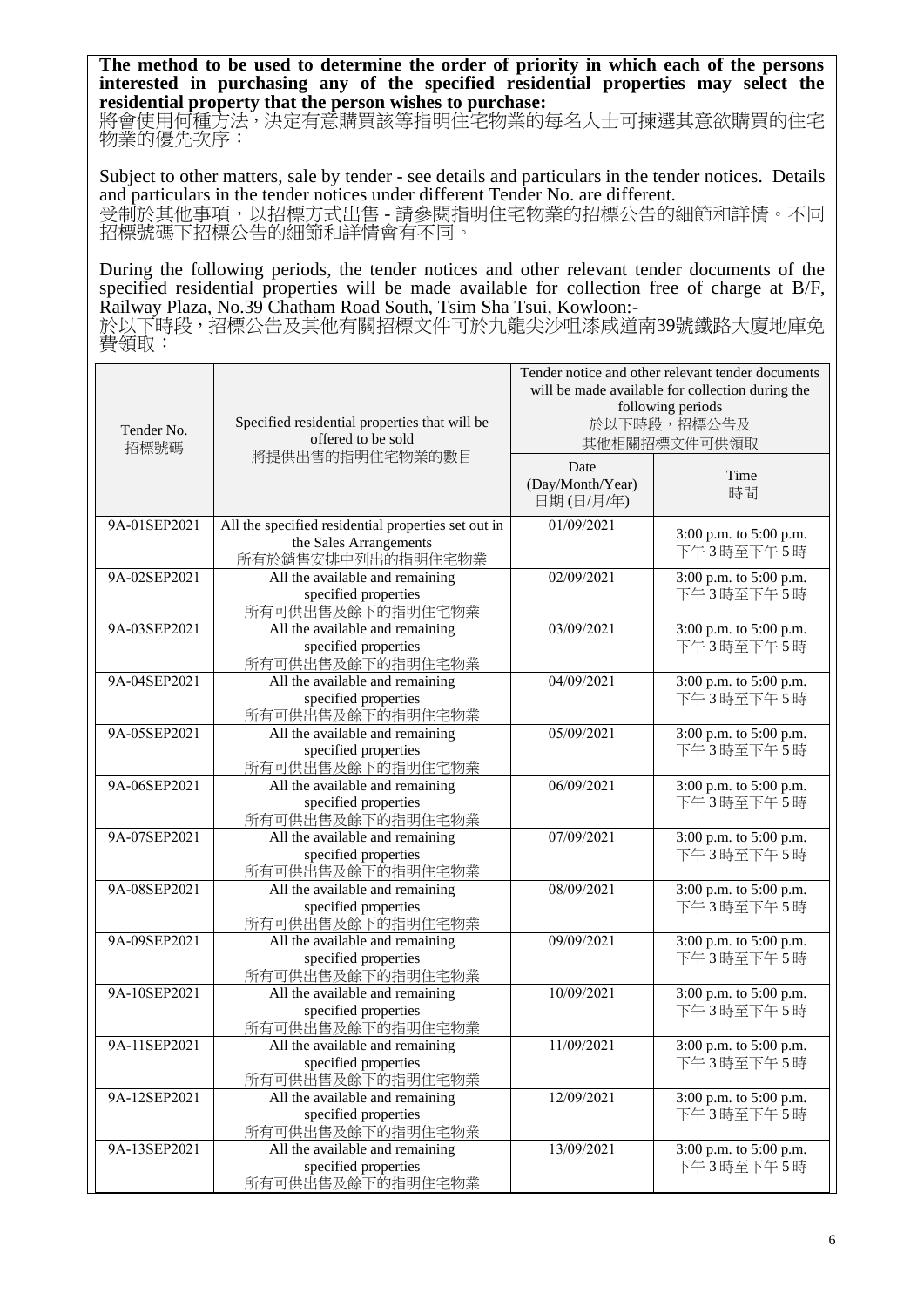**The method to be used to determine the order of priority in which each of the persons interested in purchasing any of the specified residential properties may select the residential property that the person wishes to purchase:**
將會使用何種方法，決定有意購買該等指明住宅物業的每名人士可揀選其意欲購買的住宅物業的優先次序：

Subject to other matters, sale by tender - see details and particulars in the tender notices. Details and particulars in the tender notices under different Tender No. are different.
受制於其他事項，以招標方式出售 - 請參閱指明住宅物業的招標公告的細節和詳情。不同招標號碼下招標公告的細節和詳情會有不同。

During the following periods, the tender notices and other relevant tender documents of the specified residential properties will be made available for collection free of charge at B/F, Railway Plaza, No.39 Chatham Road South, Tsim Sha Tsui, Kowloon:-
於以下時段，招標公告及其他有關招標文件可於九龍尖沙咀漆咸道南39號鐵路大廈地庫免費領取：

| Tender No. 招標號碼 | Specified residential properties that will be offered to be sold 將提供出售的指明住宅物業的數目 | Tender notice and other relevant tender documents will be made available for collection during the following periods 於以下時段，招標公告及其他相關招標文件可供領取 | |
|---|---|---|---|
| | | Date (Day/Month/Year) 日期 (日/月/年) | Time 時間 |
| 9A-01SEP2021 | All the specified residential properties set out in the Sales Arrangements 所有於銷售安排中列出的指明住宅物業 | 01/09/2021 | 3:00 p.m. to 5:00 p.m. 下午3時至下午5時 |
| 9A-02SEP2021 | All the available and remaining specified properties 所有可供出售及餘下的指明住宅物業 | 02/09/2021 | 3:00 p.m. to 5:00 p.m. 下午3時至下午5時 |
| 9A-03SEP2021 | All the available and remaining specified properties 所有可供出售及餘下的指明住宅物業 | 03/09/2021 | 3:00 p.m. to 5:00 p.m. 下午3時至下午5時 |
| 9A-04SEP2021 | All the available and remaining specified properties 所有可供出售及餘下的指明住宅物業 | 04/09/2021 | 3:00 p.m. to 5:00 p.m. 下午3時至下午5時 |
| 9A-05SEP2021 | All the available and remaining specified properties 所有可供出售及餘下的指明住宅物業 | 05/09/2021 | 3:00 p.m. to 5:00 p.m. 下午3時至下午5時 |
| 9A-06SEP2021 | All the available and remaining specified properties 所有可供出售及餘下的指明住宅物業 | 06/09/2021 | 3:00 p.m. to 5:00 p.m. 下午3時至下午5時 |
| 9A-07SEP2021 | All the available and remaining specified properties 所有可供出售及餘下的指明住宅物業 | 07/09/2021 | 3:00 p.m. to 5:00 p.m. 下午3時至下午5時 |
| 9A-08SEP2021 | All the available and remaining specified properties 所有可供出售及餘下的指明住宅物業 | 08/09/2021 | 3:00 p.m. to 5:00 p.m. 下午3時至下午5時 |
| 9A-09SEP2021 | All the available and remaining specified properties 所有可供出售及餘下的指明住宅物業 | 09/09/2021 | 3:00 p.m. to 5:00 p.m. 下午3時至下午5時 |
| 9A-10SEP2021 | All the available and remaining specified properties 所有可供出售及餘下的指明住宅物業 | 10/09/2021 | 3:00 p.m. to 5:00 p.m. 下午3時至下午5時 |
| 9A-11SEP2021 | All the available and remaining specified properties 所有可供出售及餘下的指明住宅物業 | 11/09/2021 | 3:00 p.m. to 5:00 p.m. 下午3時至下午5時 |
| 9A-12SEP2021 | All the available and remaining specified properties 所有可供出售及餘下的指明住宅物業 | 12/09/2021 | 3:00 p.m. to 5:00 p.m. 下午3時至下午5時 |
| 9A-13SEP2021 | All the available and remaining specified properties 所有可供出售及餘下的指明住宅物業 | 13/09/2021 | 3:00 p.m. to 5:00 p.m. 下午3時至下午5時 |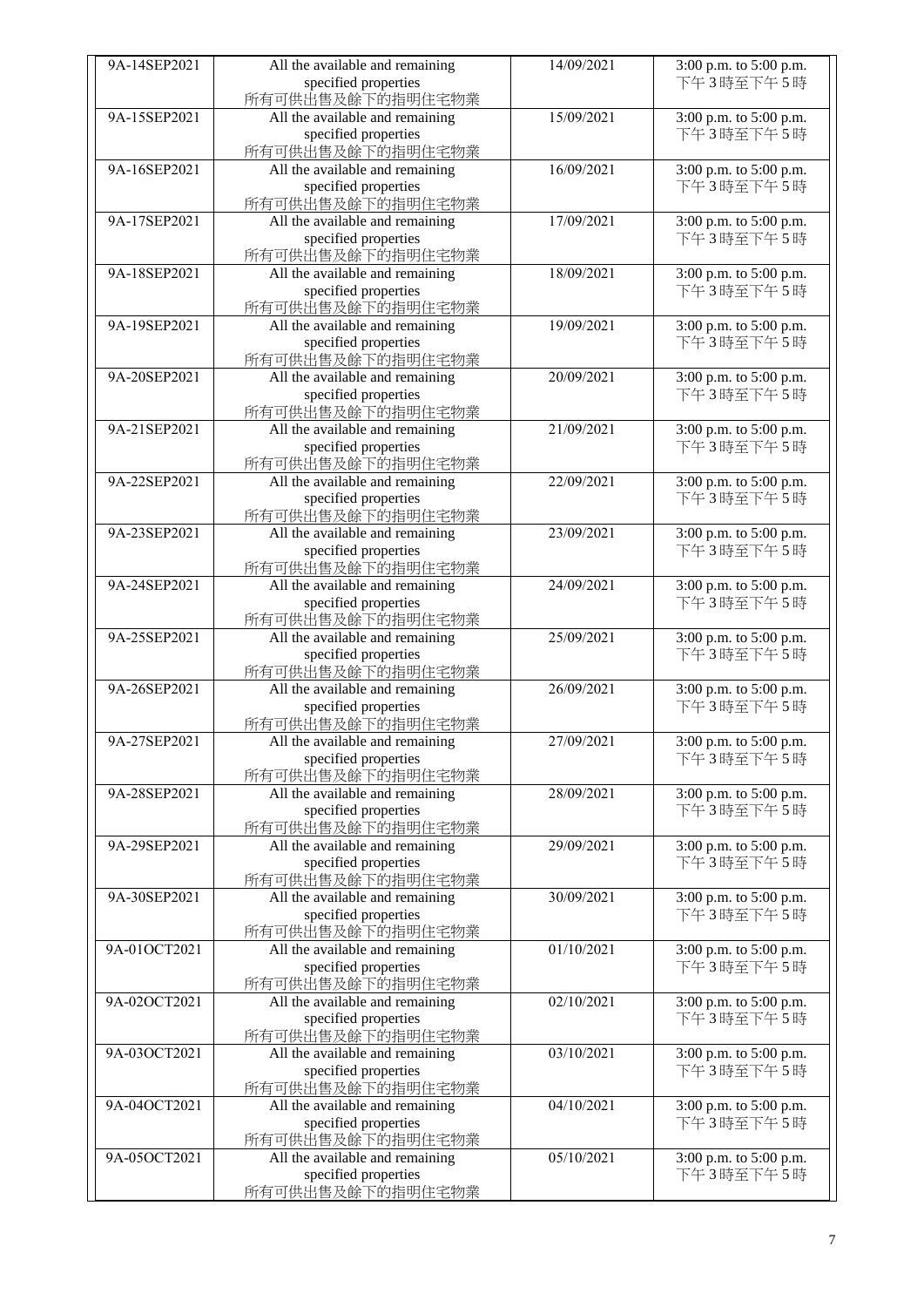| 9A-14SEP2021 | All the available and remaining specified properties 所有可供出售及餘下的指明住宅物業 | 14/09/2021 | 3:00 p.m. to 5:00 p.m. 下午 3 時至下午 5 時 |
|---|---|---|---|
| 9A-15SEP2021 | All the available and remaining specified properties 所有可供出售及餘下的指明住宅物業 | 15/09/2021 | 3:00 p.m. to 5:00 p.m. 下午 3 時至下午 5 時 |
| 9A-16SEP2021 | All the available and remaining specified properties 所有可供出售及餘下的指明住宅物業 | 16/09/2021 | 3:00 p.m. to 5:00 p.m. 下午 3 時至下午 5 時 |
| 9A-17SEP2021 | All the available and remaining specified properties 所有可供出售及餘下的指明住宅物業 | 17/09/2021 | 3:00 p.m. to 5:00 p.m. 下午 3 時至下午 5 時 |
| 9A-18SEP2021 | All the available and remaining specified properties 所有可供出售及餘下的指明住宅物業 | 18/09/2021 | 3:00 p.m. to 5:00 p.m. 下午 3 時至下午 5 時 |
| 9A-19SEP2021 | All the available and remaining specified properties 所有可供出售及餘下的指明住宅物業 | 19/09/2021 | 3:00 p.m. to 5:00 p.m. 下午 3 時至下午 5 時 |
| 9A-20SEP2021 | All the available and remaining specified properties 所有可供出售及餘下的指明住宅物業 | 20/09/2021 | 3:00 p.m. to 5:00 p.m. 下午 3 時至下午 5 時 |
| 9A-21SEP2021 | All the available and remaining specified properties 所有可供出售及餘下的指明住宅物業 | 21/09/2021 | 3:00 p.m. to 5:00 p.m. 下午 3 時至下午 5 時 |
| 9A-22SEP2021 | All the available and remaining specified properties 所有可供出售及餘下的指明住宅物業 | 22/09/2021 | 3:00 p.m. to 5:00 p.m. 下午 3 時至下午 5 時 |
| 9A-23SEP2021 | All the available and remaining specified properties 所有可供出售及餘下的指明住宅物業 | 23/09/2021 | 3:00 p.m. to 5:00 p.m. 下午 3 時至下午 5 時 |
| 9A-24SEP2021 | All the available and remaining specified properties 所有可供出售及餘下的指明住宅物業 | 24/09/2021 | 3:00 p.m. to 5:00 p.m. 下午 3 時至下午 5 時 |
| 9A-25SEP2021 | All the available and remaining specified properties 所有可供出售及餘下的指明住宅物業 | 25/09/2021 | 3:00 p.m. to 5:00 p.m. 下午 3 時至下午 5 時 |
| 9A-26SEP2021 | All the available and remaining specified properties 所有可供出售及餘下的指明住宅物業 | 26/09/2021 | 3:00 p.m. to 5:00 p.m. 下午 3 時至下午 5 時 |
| 9A-27SEP2021 | All the available and remaining specified properties 所有可供出售及餘下的指明住宅物業 | 27/09/2021 | 3:00 p.m. to 5:00 p.m. 下午 3 時至下午 5 時 |
| 9A-28SEP2021 | All the available and remaining specified properties 所有可供出售及餘下的指明住宅物業 | 28/09/2021 | 3:00 p.m. to 5:00 p.m. 下午 3 時至下午 5 時 |
| 9A-29SEP2021 | All the available and remaining specified properties 所有可供出售及餘下的指明住宅物業 | 29/09/2021 | 3:00 p.m. to 5:00 p.m. 下午 3 時至下午 5 時 |
| 9A-30SEP2021 | All the available and remaining specified properties 所有可供出售及餘下的指明住宅物業 | 30/09/2021 | 3:00 p.m. to 5:00 p.m. 下午 3 時至下午 5 時 |
| 9A-01OCT2021 | All the available and remaining specified properties 所有可供出售及餘下的指明住宅物業 | 01/10/2021 | 3:00 p.m. to 5:00 p.m. 下午 3 時至下午 5 時 |
| 9A-02OCT2021 | All the available and remaining specified properties 所有可供出售及餘下的指明住宅物業 | 02/10/2021 | 3:00 p.m. to 5:00 p.m. 下午 3 時至下午 5 時 |
| 9A-03OCT2021 | All the available and remaining specified properties 所有可供出售及餘下的指明住宅物業 | 03/10/2021 | 3:00 p.m. to 5:00 p.m. 下午 3 時至下午 5 時 |
| 9A-04OCT2021 | All the available and remaining specified properties 所有可供出售及餘下的指明住宅物業 | 04/10/2021 | 3:00 p.m. to 5:00 p.m. 下午 3 時至下午 5 時 |
| 9A-05OCT2021 | All the available and remaining specified properties 所有可供出售及餘下的指明住宅物業 | 05/10/2021 | 3:00 p.m. to 5:00 p.m. 下午 3 時至下午 5 時 |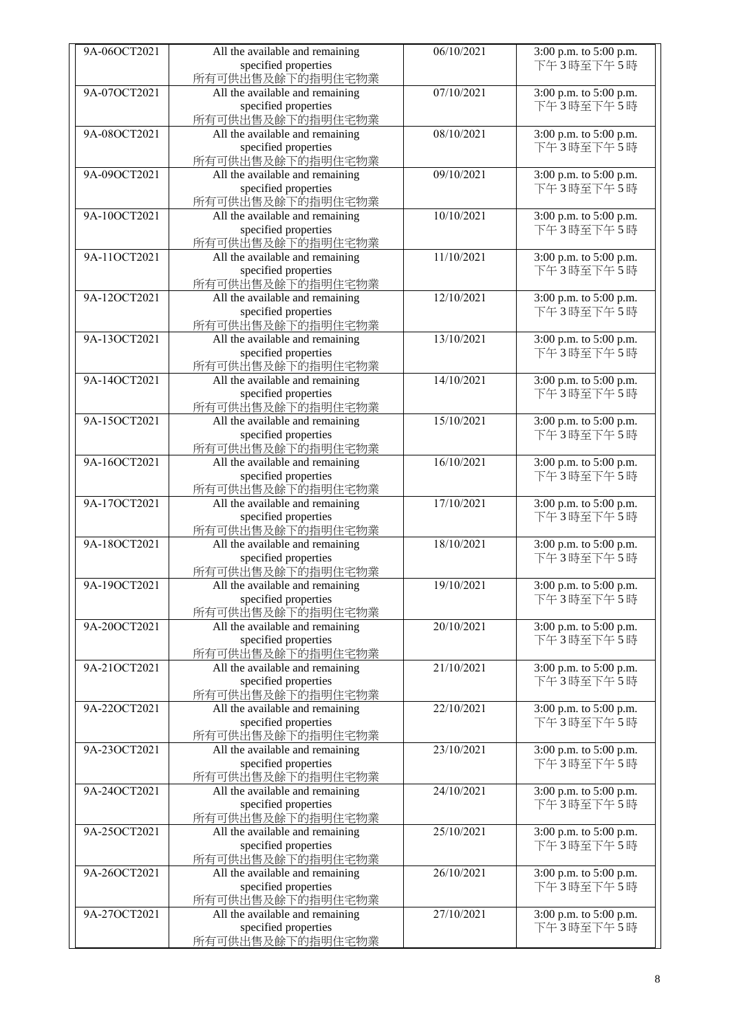| | | | |
|---|---|---|---|
| 9A-06OCT2021 | All the available and remaining specified properties 所有可供出售及餘下的指明住宅物業 | 06/10/2021 | 3:00 p.m. to 5:00 p.m. 下午3時至下午5時 |
| 9A-07OCT2021 | All the available and remaining specified properties 所有可供出售及餘下的指明住宅物業 | 07/10/2021 | 3:00 p.m. to 5:00 p.m. 下午3時至下午5時 |
| 9A-08OCT2021 | All the available and remaining specified properties 所有可供出售及餘下的指明住宅物業 | 08/10/2021 | 3:00 p.m. to 5:00 p.m. 下午3時至下午5時 |
| 9A-09OCT2021 | All the available and remaining specified properties 所有可供出售及餘下的指明住宅物業 | 09/10/2021 | 3:00 p.m. to 5:00 p.m. 下午3時至下午5時 |
| 9A-10OCT2021 | All the available and remaining specified properties 所有可供出售及餘下的指明住宅物業 | 10/10/2021 | 3:00 p.m. to 5:00 p.m. 下午3時至下午5時 |
| 9A-11OCT2021 | All the available and remaining specified properties 所有可供出售及餘下的指明住宅物業 | 11/10/2021 | 3:00 p.m. to 5:00 p.m. 下午3時至下午5時 |
| 9A-12OCT2021 | All the available and remaining specified properties 所有可供出售及餘下的指明住宅物業 | 12/10/2021 | 3:00 p.m. to 5:00 p.m. 下午3時至下午5時 |
| 9A-13OCT2021 | All the available and remaining specified properties 所有可供出售及餘下的指明住宅物業 | 13/10/2021 | 3:00 p.m. to 5:00 p.m. 下午3時至下午5時 |
| 9A-14OCT2021 | All the available and remaining specified properties 所有可供出售及餘下的指明住宅物業 | 14/10/2021 | 3:00 p.m. to 5:00 p.m. 下午3時至下午5時 |
| 9A-15OCT2021 | All the available and remaining specified properties 所有可供出售及餘下的指明住宅物業 | 15/10/2021 | 3:00 p.m. to 5:00 p.m. 下午3時至下午5時 |
| 9A-16OCT2021 | All the available and remaining specified properties 所有可供出售及餘下的指明住宅物業 | 16/10/2021 | 3:00 p.m. to 5:00 p.m. 下午3時至下午5時 |
| 9A-17OCT2021 | All the available and remaining specified properties 所有可供出售及餘下的指明住宅物業 | 17/10/2021 | 3:00 p.m. to 5:00 p.m. 下午3時至下午5時 |
| 9A-18OCT2021 | All the available and remaining specified properties 所有可供出售及餘下的指明住宅物業 | 18/10/2021 | 3:00 p.m. to 5:00 p.m. 下午3時至下午5時 |
| 9A-19OCT2021 | All the available and remaining specified properties 所有可供出售及餘下的指明住宅物業 | 19/10/2021 | 3:00 p.m. to 5:00 p.m. 下午3時至下午5時 |
| 9A-20OCT2021 | All the available and remaining specified properties 所有可供出售及餘下的指明住宅物業 | 20/10/2021 | 3:00 p.m. to 5:00 p.m. 下午3時至下午5時 |
| 9A-21OCT2021 | All the available and remaining specified properties 所有可供出售及餘下的指明住宅物業 | 21/10/2021 | 3:00 p.m. to 5:00 p.m. 下午3時至下午5時 |
| 9A-22OCT2021 | All the available and remaining specified properties 所有可供出售及餘下的指明住宅物業 | 22/10/2021 | 3:00 p.m. to 5:00 p.m. 下午3時至下午5時 |
| 9A-23OCT2021 | All the available and remaining specified properties 所有可供出售及餘下的指明住宅物業 | 23/10/2021 | 3:00 p.m. to 5:00 p.m. 下午3時至下午5時 |
| 9A-24OCT2021 | All the available and remaining specified properties 所有可供出售及餘下的指明住宅物業 | 24/10/2021 | 3:00 p.m. to 5:00 p.m. 下午3時至下午5時 |
| 9A-25OCT2021 | All the available and remaining specified properties 所有可供出售及餘下的指明住宅物業 | 25/10/2021 | 3:00 p.m. to 5:00 p.m. 下午3時至下午5時 |
| 9A-26OCT2021 | All the available and remaining specified properties 所有可供出售及餘下的指明住宅物業 | 26/10/2021 | 3:00 p.m. to 5:00 p.m. 下午3時至下午5時 |
| 9A-27OCT2021 | All the available and remaining specified properties 所有可供出售及餘下的指明住宅物業 | 27/10/2021 | 3:00 p.m. to 5:00 p.m. 下午3時至下午5時 |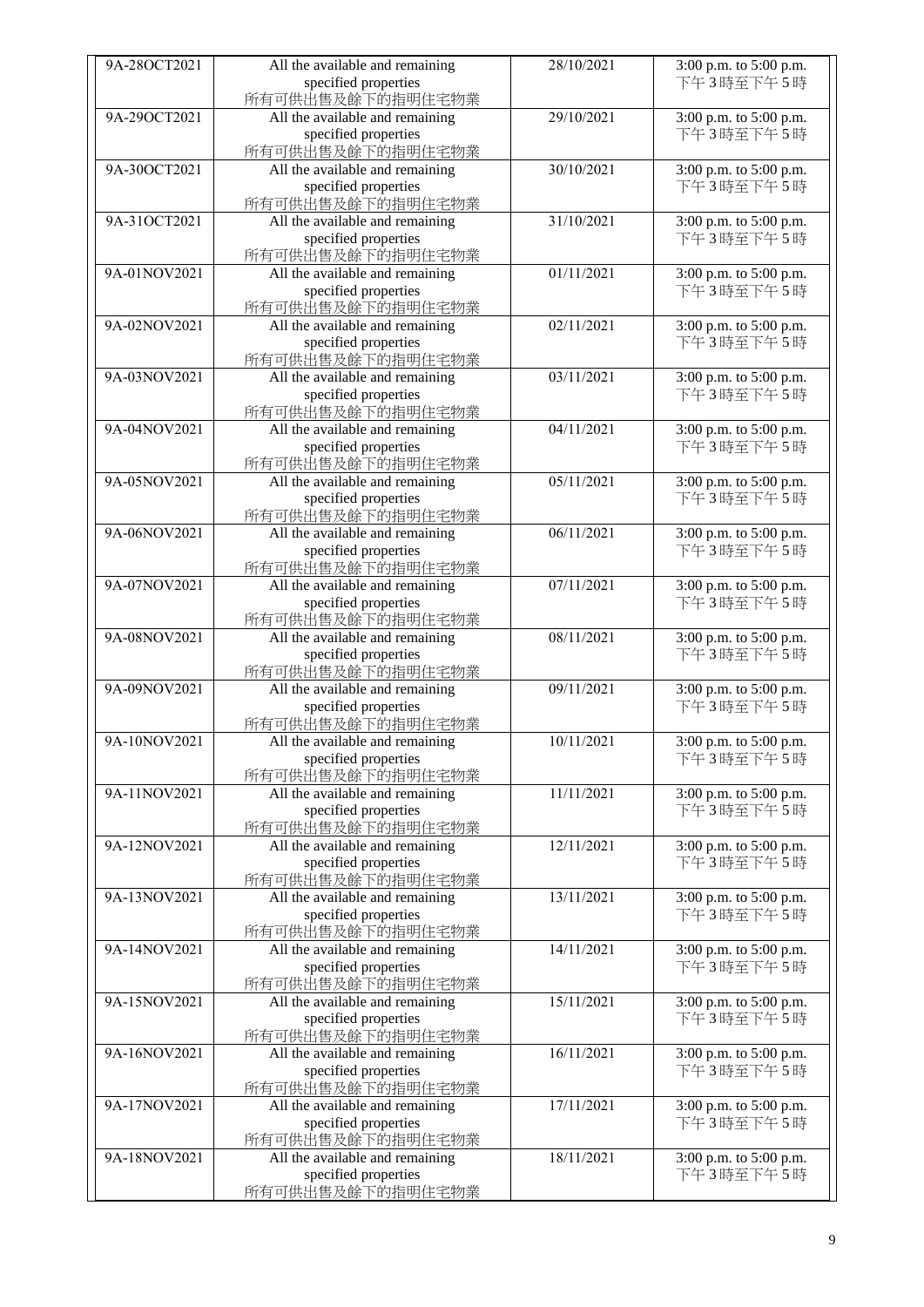| 9A-28OCT2021 | All the available and remaining specified properties 所有可供出售及餘下的指明住宅物業 | 28/10/2021 | 3:00 p.m. to 5:00 p.m. 下午3時至下午5時 |
|---|---|---|---|
| 9A-29OCT2021 | All the available and remaining specified properties 所有可供出售及餘下的指明住宅物業 | 29/10/2021 | 3:00 p.m. to 5:00 p.m. 下午3時至下午5時 |
| 9A-30OCT2021 | All the available and remaining specified properties 所有可供出售及餘下的指明住宅物業 | 30/10/2021 | 3:00 p.m. to 5:00 p.m. 下午3時至下午5時 |
| 9A-31OCT2021 | All the available and remaining specified properties 所有可供出售及餘下的指明住宅物業 | 31/10/2021 | 3:00 p.m. to 5:00 p.m. 下午3時至下午5時 |
| 9A-01NOV2021 | All the available and remaining specified properties 所有可供出售及餘下的指明住宅物業 | 01/11/2021 | 3:00 p.m. to 5:00 p.m. 下午3時至下午5時 |
| 9A-02NOV2021 | All the available and remaining specified properties 所有可供出售及餘下的指明住宅物業 | 02/11/2021 | 3:00 p.m. to 5:00 p.m. 下午3時至下午5時 |
| 9A-03NOV2021 | All the available and remaining specified properties 所有可供出售及餘下的指明住宅物業 | 03/11/2021 | 3:00 p.m. to 5:00 p.m. 下午3時至下午5時 |
| 9A-04NOV2021 | All the available and remaining specified properties 所有可供出售及餘下的指明住宅物業 | 04/11/2021 | 3:00 p.m. to 5:00 p.m. 下午3時至下午5時 |
| 9A-05NOV2021 | All the available and remaining specified properties 所有可供出售及餘下的指明住宅物業 | 05/11/2021 | 3:00 p.m. to 5:00 p.m. 下午3時至下午5時 |
| 9A-06NOV2021 | All the available and remaining specified properties 所有可供出售及餘下的指明住宅物業 | 06/11/2021 | 3:00 p.m. to 5:00 p.m. 下午3時至下午5時 |
| 9A-07NOV2021 | All the available and remaining specified properties 所有可供出售及餘下的指明住宅物業 | 07/11/2021 | 3:00 p.m. to 5:00 p.m. 下午3時至下午5時 |
| 9A-08NOV2021 | All the available and remaining specified properties 所有可供出售及餘下的指明住宅物業 | 08/11/2021 | 3:00 p.m. to 5:00 p.m. 下午3時至下午5時 |
| 9A-09NOV2021 | All the available and remaining specified properties 所有可供出售及餘下的指明住宅物業 | 09/11/2021 | 3:00 p.m. to 5:00 p.m. 下午3時至下午5時 |
| 9A-10NOV2021 | All the available and remaining specified properties 所有可供出售及餘下的指明住宅物業 | 10/11/2021 | 3:00 p.m. to 5:00 p.m. 下午3時至下午5時 |
| 9A-11NOV2021 | All the available and remaining specified properties 所有可供出售及餘下的指明住宅物業 | 11/11/2021 | 3:00 p.m. to 5:00 p.m. 下午3時至下午5時 |
| 9A-12NOV2021 | All the available and remaining specified properties 所有可供出售及餘下的指明住宅物業 | 12/11/2021 | 3:00 p.m. to 5:00 p.m. 下午3時至下午5時 |
| 9A-13NOV2021 | All the available and remaining specified properties 所有可供出售及餘下的指明住宅物業 | 13/11/2021 | 3:00 p.m. to 5:00 p.m. 下午3時至下午5時 |
| 9A-14NOV2021 | All the available and remaining specified properties 所有可供出售及餘下的指明住宅物業 | 14/11/2021 | 3:00 p.m. to 5:00 p.m. 下午3時至下午5時 |
| 9A-15NOV2021 | All the available and remaining specified properties 所有可供出售及餘下的指明住宅物業 | 15/11/2021 | 3:00 p.m. to 5:00 p.m. 下午3時至下午5時 |
| 9A-16NOV2021 | All the available and remaining specified properties 所有可供出售及餘下的指明住宅物業 | 16/11/2021 | 3:00 p.m. to 5:00 p.m. 下午3時至下午5時 |
| 9A-17NOV2021 | All the available and remaining specified properties 所有可供出售及餘下的指明住宅物業 | 17/11/2021 | 3:00 p.m. to 5:00 p.m. 下午3時至下午5時 |
| 9A-18NOV2021 | All the available and remaining specified properties 所有可供出售及餘下的指明住宅物業 | 18/11/2021 | 3:00 p.m. to 5:00 p.m. 下午3時至下午5時 |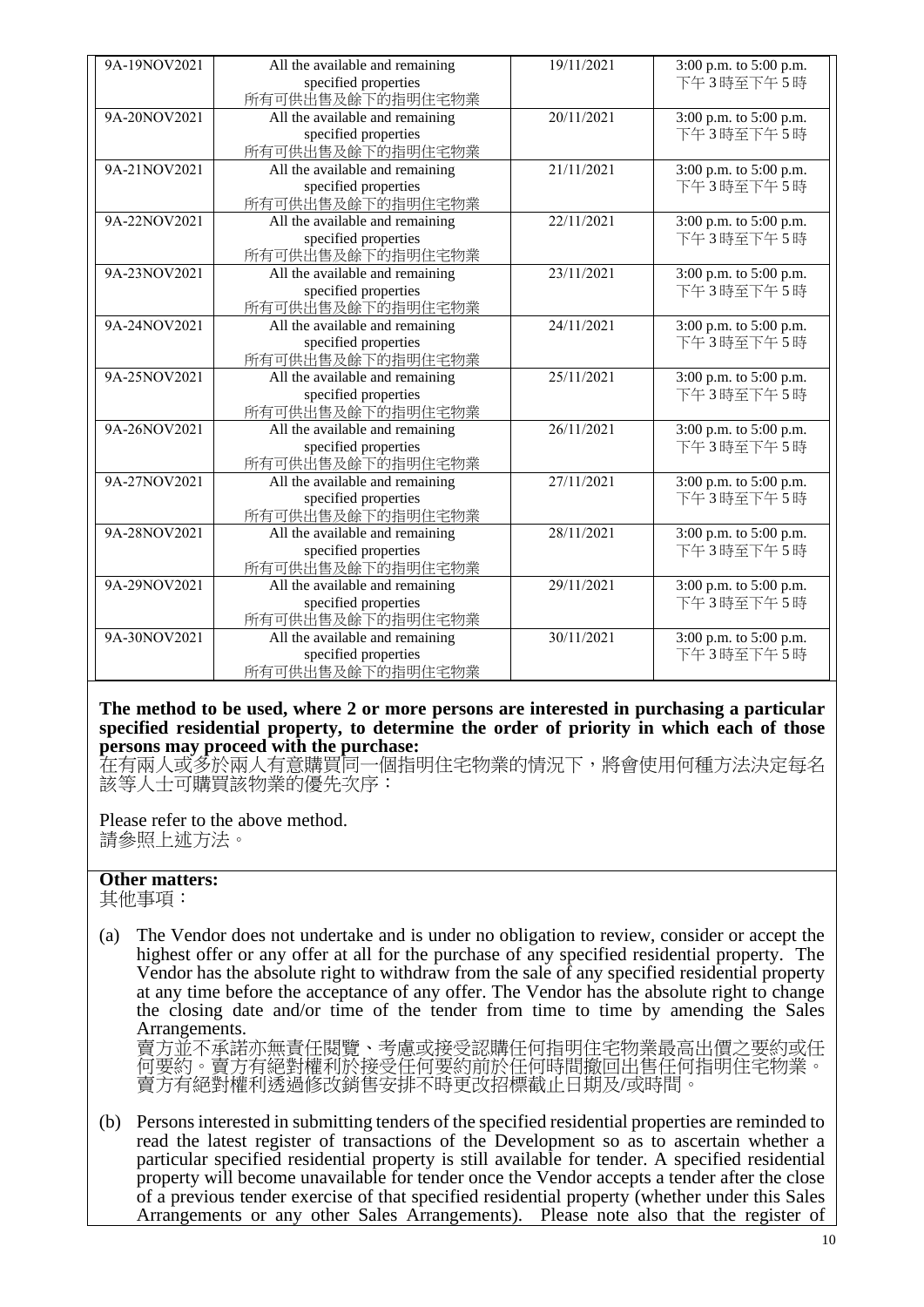| | | | |
|---|---|---|---|
| 9A-19NOV2021 | All the available and remaining specified properties 所有可供出售及餘下的指明住宅物業 | 19/11/2021 | 3:00 p.m. to 5:00 p.m. 下午3時至下午5時 |
| 9A-20NOV2021 | All the available and remaining specified properties 所有可供出售及餘下的指明住宅物業 | 20/11/2021 | 3:00 p.m. to 5:00 p.m. 下午3時至下午5時 |
| 9A-21NOV2021 | All the available and remaining specified properties 所有可供出售及餘下的指明住宅物業 | 21/11/2021 | 3:00 p.m. to 5:00 p.m. 下午3時至下午5時 |
| 9A-22NOV2021 | All the available and remaining specified properties 所有可供出售及餘下的指明住宅物業 | 22/11/2021 | 3:00 p.m. to 5:00 p.m. 下午3時至下午5時 |
| 9A-23NOV2021 | All the available and remaining specified properties 所有可供出售及餘下的指明住宅物業 | 23/11/2021 | 3:00 p.m. to 5:00 p.m. 下午3時至下午5時 |
| 9A-24NOV2021 | All the available and remaining specified properties 所有可供出售及餘下的指明住宅物業 | 24/11/2021 | 3:00 p.m. to 5:00 p.m. 下午3時至下午5時 |
| 9A-25NOV2021 | All the available and remaining specified properties 所有可供出售及餘下的指明住宅物業 | 25/11/2021 | 3:00 p.m. to 5:00 p.m. 下午3時至下午5時 |
| 9A-26NOV2021 | All the available and remaining specified properties 所有可供出售及餘下的指明住宅物業 | 26/11/2021 | 3:00 p.m. to 5:00 p.m. 下午3時至下午5時 |
| 9A-27NOV2021 | All the available and remaining specified properties 所有可供出售及餘下的指明住宅物業 | 27/11/2021 | 3:00 p.m. to 5:00 p.m. 下午3時至下午5時 |
| 9A-28NOV2021 | All the available and remaining specified properties 所有可供出售及餘下的指明住宅物業 | 28/11/2021 | 3:00 p.m. to 5:00 p.m. 下午3時至下午5時 |
| 9A-29NOV2021 | All the available and remaining specified properties 所有可供出售及餘下的指明住宅物業 | 29/11/2021 | 3:00 p.m. to 5:00 p.m. 下午3時至下午5時 |
| 9A-30NOV2021 | All the available and remaining specified properties 所有可供出售及餘下的指明住宅物業 | 30/11/2021 | 3:00 p.m. to 5:00 p.m. 下午3時至下午5時 |

**The method to be used, where 2 or more persons are interested in purchasing a particular specified residential property, to determine the order of priority in which each of those persons may proceed with the purchase:**
在有兩人或多於兩人有意購買同一個指明住宅物業的情況下，將會使用何種方法決定每名該等人士可購買該物業的優先次序：

Please refer to the above method.
請參照上述方法。

**Other matters:**
其他事項：

(a) The Vendor does not undertake and is under no obligation to review, consider or accept the highest offer or any offer at all for the purchase of any specified residential property. The Vendor has the absolute right to withdraw from the sale of any specified residential property at any time before the acceptance of any offer. The Vendor has the absolute right to change the closing date and/or time of the tender from time to time by amending the Sales Arrangements.
賣方並不承諾亦無責任閱覽、考慮或接受認購任何指明住宅物業最高出價之要約或任何要約。賣方有絕對權利於接受任何要約前於任何時間撤回出售任何指明住宅物業。賣方有絕對權利透過修改銷售安排不時更改招標截止日期及/或時間。

(b) Persons interested in submitting tenders of the specified residential properties are reminded to read the latest register of transactions of the Development so as to ascertain whether a particular specified residential property is still available for tender. A specified residential property will become unavailable for tender once the Vendor accepts a tender after the close of a previous tender exercise of that specified residential property (whether under this Sales Arrangements or any other Sales Arrangements). Please note also that the register of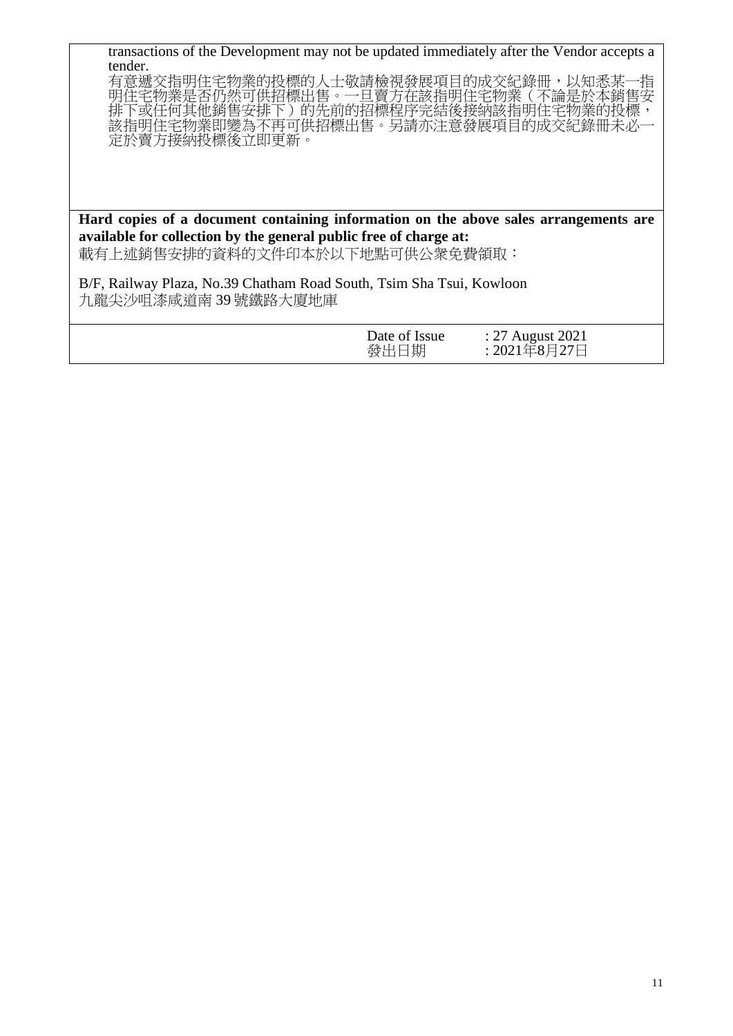transactions of the Development may not be updated immediately after the Vendor accepts a tender.

有意遞交指明住宅物業的投標的人士敬請檢視發展項目的成交紀錄冊，以知悉某一指明住宅物業是否仍然可供招標出售。一旦賣方在該指明住宅物業（不論是於本銷售安排下或任何其他銷售安排下）的先前的招標程序完結後接納該指明住宅物業的投標，該指明住宅物業即變為不再可供招標出售。另請亦注意發展項目的成交紀錄冊未必一定於賣方接納投標後立即更新。

**Hard copies of a document containing information on the above sales arrangements are available for collection by the general public free of charge at:**

載有上述銷售安排的資料的文件印本於以下地點可供公眾免費領取：

B/F, Railway Plaza, No.39 Chatham Road South, Tsim Sha Tsui, Kowloon

九龍尖沙咀漆咸道南 39 號鐵路大廈地庫

Date of Issue : 27 August 2021

發出日期 : 2021年8月27日